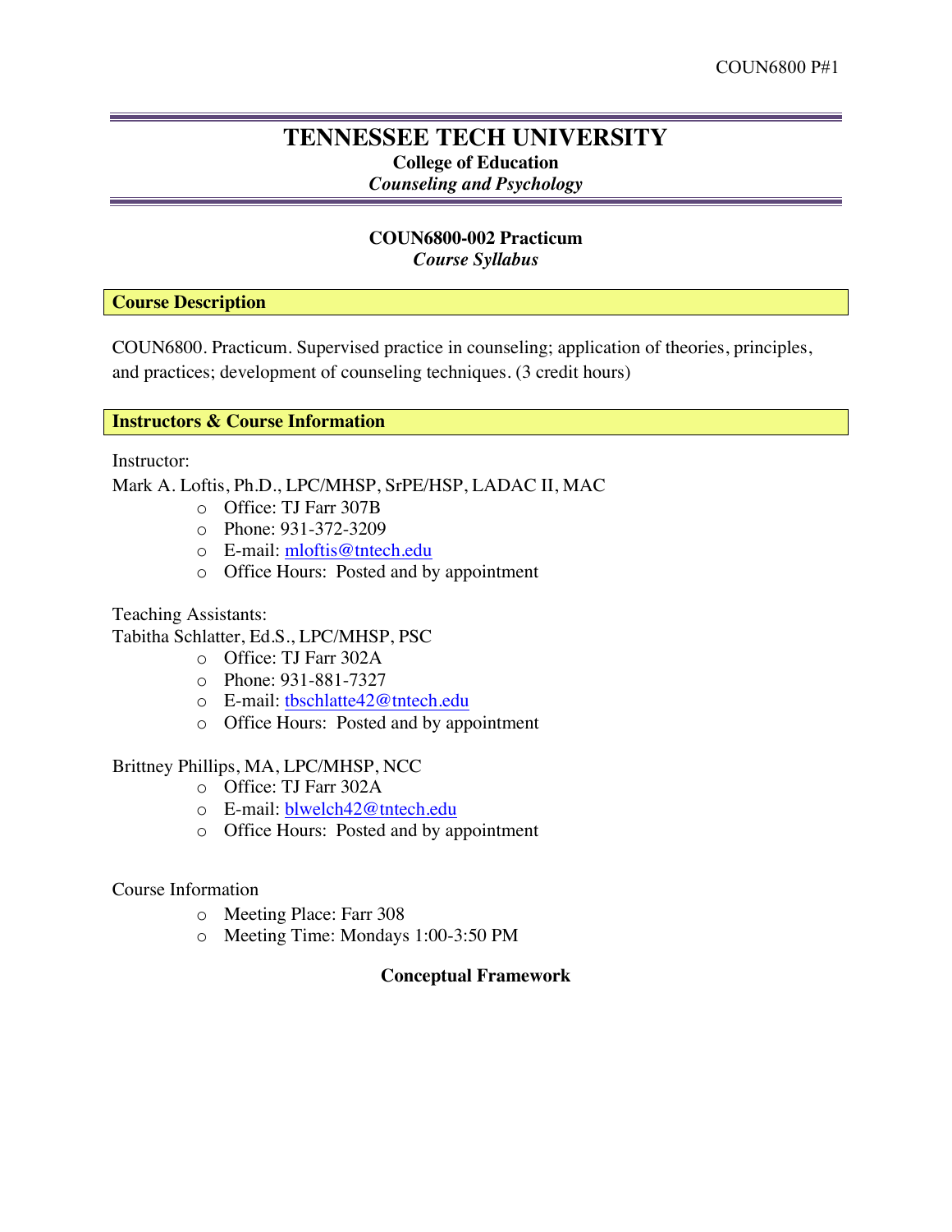# TENNESSEE TECH UNIVERSITY

**College of Education**

*Counseling and Psychology*

## COUN6800-002 Practicum

*Course Syllabus*

### Course Description

COUN6800. Practicum. Supervised practice in counseling; application of theories, principles, and practices; development of counseling techniques. (3 credit hours)

### Instructors & Course Information

Instructor:

Mark A. Loftis, Ph.D., LPC/MHSP, SrPE/HSP, LADAC II, MAC

- Office: TJ Farr 307B
- Phone: 931-372-3209
- E-mail: mloftis@tntech.edu
- Office Hours: Posted and by appointment

Teaching Assistants:

Tabitha Schlatter, Ed.S., LPC/MHSP, PSC

- Office: TJ Farr 302A
- Phone: 931-881-7327
- E-mail: tbschlatte42@tntech.edu
- Office Hours: Posted and by appointment

Brittney Phillips, MA, LPC/MHSP, NCC

- Office: TJ Farr 302A
- E-mail: blwelch42@tntech.edu
- Office Hours: Posted and by appointment

Course Information

- Meeting Place: Farr 308
- Meeting Time: Mondays 1:00-3:50 PM

### Conceptual Framework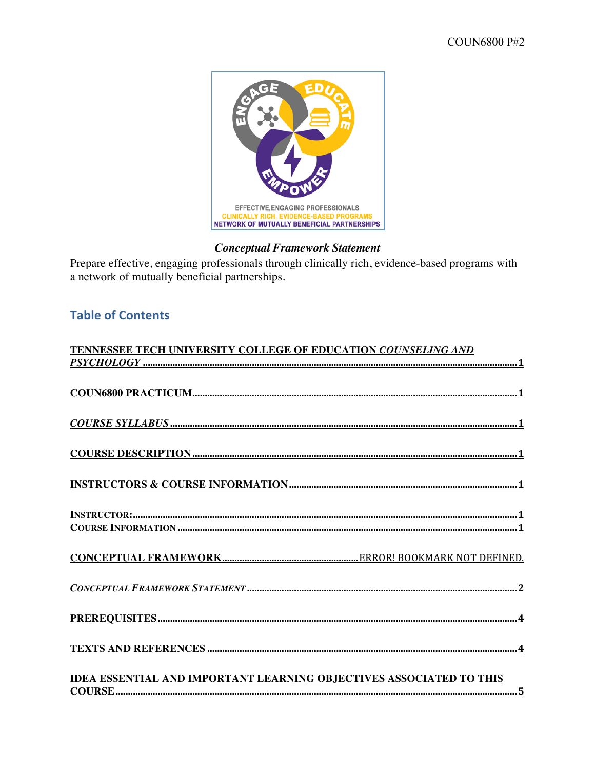### *Conceptual Framework Statement*

Prepare effective, engaging professionals through clinically rich, evidence-based programs with a network of mutually beneficial partnerships.

## Table of Contents

TENNESSEE TECH UNIVERSITY COLLEGE OF EDUCATION *COUNSELING AND PSYCHOLOGY* .......... 1

COUN6800 PRACTICUM .......... 1

*COURSE SYLLABUS* .......... 1

COURSE DESCRIPTION .......... 1

INSTRUCTORS & COURSE INFORMATION .......... 1

INSTRUCTOR: .......... 1
COURSE INFORMATION .......... 1

CONCEPTUAL FRAMEWORK .......... ERROR! BOOKMARK NOT DEFINED.

*CONCEPTUAL FRAMEWORK STATEMENT* .......... 2

PREREQUISITES .......... 4

TEXTS AND REFERENCES .......... 4

IDEA ESSENTIAL AND IMPORTANT LEARNING OBJECTIVES ASSOCIATED TO THIS COURSE .......... 5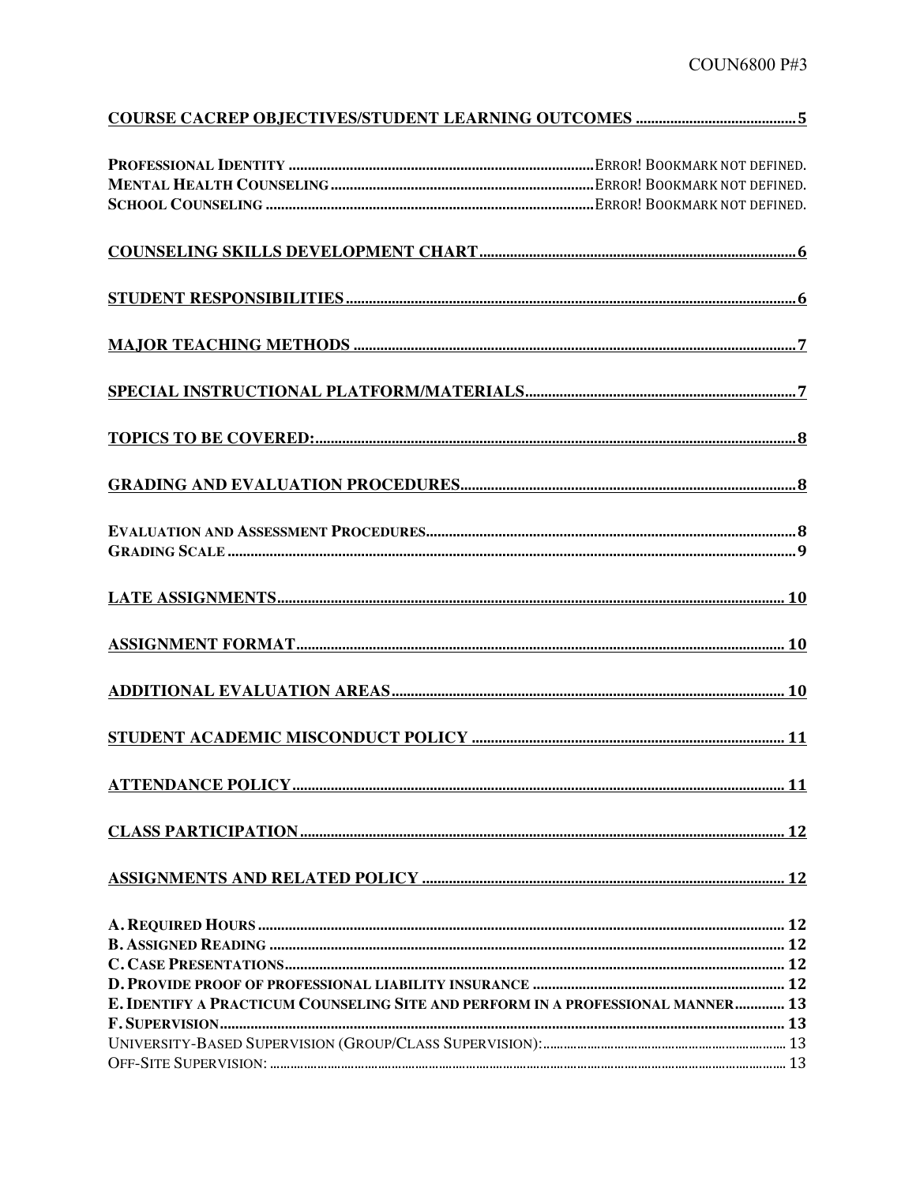**COURSE CACREP OBJECTIVES/STUDENT LEARNING OUTCOMES .......................................... 5**

**PROFESSIONAL IDENTITY** ....................................................................... ERROR! BOOKMARK NOT DEFINED.
**MENTAL HEALTH COUNSELING** ....................................................................... ERROR! BOOKMARK NOT DEFINED.
**SCHOOL COUNSELING** ....................................................................... ERROR! BOOKMARK NOT DEFINED.

**COUNSELING SKILLS DEVELOPMENT CHART ....................................................................................... 6**

**STUDENT RESPONSIBILITIES ....................................................................................................................... 6**

**MAJOR TEACHING METHODS ...................................................................................................................... 7**

**SPECIAL INSTRUCTIONAL PLATFORM/MATERIALS ......................................................................... 7**

**TOPICS TO BE COVERED: ............................................................................................................................... 8**

**GRADING AND EVALUATION PROCEDURES ........................................................................................ 8**

**EVALUATION AND ASSESSMENT PROCEDURES** ....................................................................................................... 8
**GRADING SCALE** ............................................................................................................................................. 9

**LATE ASSIGNMENTS ...................................................................................................................................... 10**

**ASSIGNMENT FORMAT ................................................................................................................................. 10**

**ADDITIONAL EVALUATION AREAS .......................................................................................................... 10**

**STUDENT ACADEMIC MISCONDUCT POLICY ...................................................................................... 11**

**ATTENDANCE POLICY ................................................................................................................................... 11**

**CLASS PARTICIPATION ................................................................................................................................ 12**

**ASSIGNMENTS AND RELATED POLICY ................................................................................................... 12**

**A. REQUIRED HOURS** ........................................................................................................................................ 12
**B. ASSIGNED READING** ..................................................................................................................................... 12
**C. CASE PRESENTATIONS** .................................................................................................................................. 12
**D. PROVIDE PROOF OF PROFESSIONAL LIABILITY INSURANCE** .............................................................................. 12
**E. IDENTIFY A PRACTICUM COUNSELING SITE AND PERFORM IN A PROFESSIONAL MANNER** ............. 13
**F. SUPERVISION** ................................................................................................................................................. 13
UNIVERSITY-BASED SUPERVISION (GROUP/CLASS SUPERVISION): ....................................................................... 13
OFF-SITE SUPERVISION: ....................................................................................................................................... 13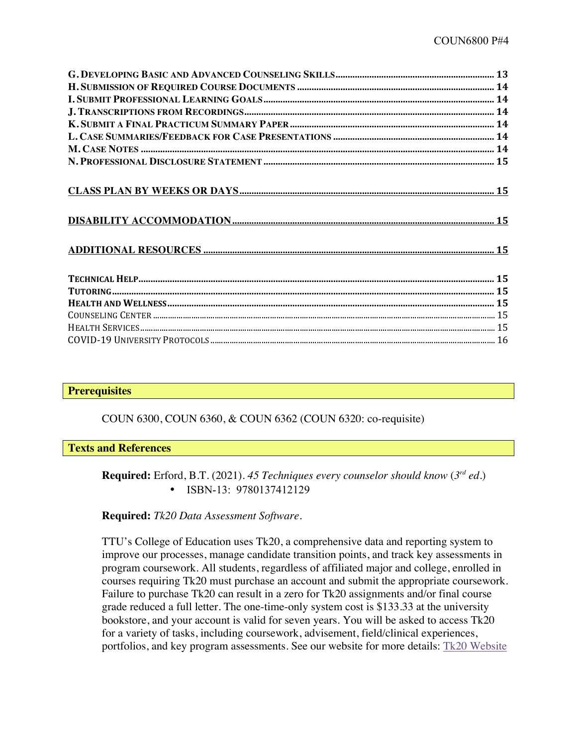**G. Developing Basic and Advanced Counseling Skills** ..... 13
**H. Submission of Required Course Documents** ..... 14
**I. Submit Professional Learning Goals** ..... 14
**J. Transcriptions from Recordings** ..... 14
**K. Submit a Final Practicum Summary Paper** ..... 14
**L. Case Summaries/Feedback for Case Presentations** ..... 14
**M. Case Notes** ..... 14
**N. Professional Disclosure Statement** ..... 15

**Class Plan by Weeks or Days** ..... 15

**Disability Accommodation** ..... 15

**Additional Resources** ..... 15

**Technical Help** ..... 15
**Tutoring** ..... 15
**Health and Wellness** ..... 15
Counseling Center ..... 15
Health Services ..... 15
COVID-19 University Protocols ..... 16

## Prerequisites

COUN 6300, COUN 6360, & COUN 6362 (COUN 6320: co-requisite)

## Texts and References

**Required:** Erford, B.T. (2021). *45 Techniques every counselor should know* (*3rd ed.*)

- ISBN-13: 9780137412129

**Required:** *Tk20 Data Assessment Software*.

TTU's College of Education uses Tk20, a comprehensive data and reporting system to improve our processes, manage candidate transition points, and track key assessments in program coursework. All students, regardless of affiliated major and college, enrolled in courses requiring Tk20 must purchase an account and submit the appropriate coursework. Failure to purchase Tk20 can result in a zero for Tk20 assignments and/or final course grade reduced a full letter. The one-time-only system cost is $133.33 at the university bookstore, and your account is valid for seven years. You will be asked to access Tk20 for a variety of tasks, including coursework, advisement, field/clinical experiences, portfolios, and key program assessments. See our website for more details: Tk20 Website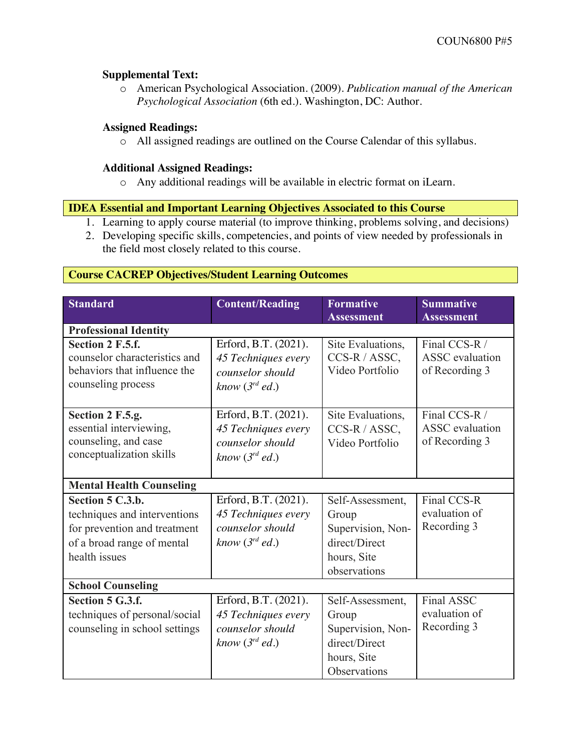**Supplemental Text:**

- American Psychological Association. (2009). *Publication manual of the American Psychological Association* (6th ed.). Washington, DC: Author.

**Assigned Readings:**

- All assigned readings are outlined on the Course Calendar of this syllabus.

**Additional Assigned Readings:**

- Any additional readings will be available in electric format on iLearn.

## IDEA Essential and Important Learning Objectives Associated to this Course

1. Learning to apply course material (to improve thinking, problems solving, and decisions)
2. Developing specific skills, competencies, and points of view needed by professionals in the field most closely related to this course.

## Course CACREP Objectives/Student Learning Outcomes

| Standard | Content/Reading | Formative Assessment | Summative Assessment |
|---|---|---|---|
| **Professional Identity** | | | |
| **Section 2 F.5.f.** counselor characteristics and behaviors that influence the counseling process | Erford, B.T. (2021). *45 Techniques every counselor should know (3rd ed.)* | Site Evaluations, CCS-R / ASSC, Video Portfolio | Final CCS-R / ASSC evaluation of Recording 3 |
| **Section 2 F.5.g.** essential interviewing, counseling, and case conceptualization skills | Erford, B.T. (2021). *45 Techniques every counselor should know (3rd ed.)* | Site Evaluations, CCS-R / ASSC, Video Portfolio | Final CCS-R / ASSC evaluation of Recording 3 |
| **Mental Health Counseling** | | | |
| **Section 5 C.3.b.** techniques and interventions for prevention and treatment of a broad range of mental health issues | Erford, B.T. (2021). *45 Techniques every counselor should know (3rd ed.)* | Self-Assessment, Group Supervision, Non-direct/Direct hours, Site observations | Final CCS-R evaluation of Recording 3 |
| **School Counseling** | | | |
| **Section 5 G.3.f.** techniques of personal/social counseling in school settings | Erford, B.T. (2021). *45 Techniques every counselor should know (3rd ed.)* | Self-Assessment, Group Supervision, Non-direct/Direct hours, Site Observations | Final ASSC evaluation of Recording 3 |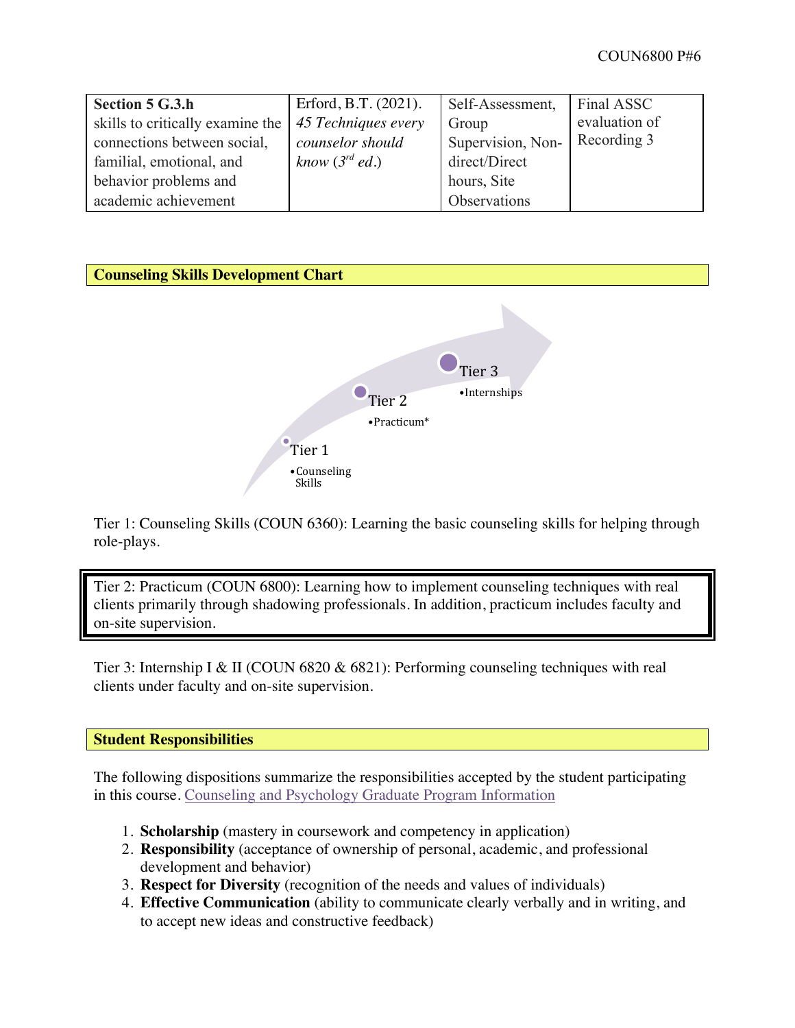| **Section 5 G.3.h** skills to critically examine the connections between social, familial, emotional, and behavior problems and academic achievement | Erford, B.T. (2021). *45 Techniques every counselor should know (3rd ed.)* | Self-Assessment, Group Supervision, Non-direct/Direct hours, Site Observations | Final ASSC evaluation of Recording 3 |
|---|---|---|---|

## Counseling Skills Development Chart

Tier 1
• Counseling Skills

Tier 2
• Practicum*

Tier 3
• Internships

Tier 1: Counseling Skills (COUN 6360): Learning the basic counseling skills for helping through role-plays.

Tier 2: Practicum (COUN 6800): Learning how to implement counseling techniques with real clients primarily through shadowing professionals. In addition, practicum includes faculty and on-site supervision.

Tier 3: Internship I & II (COUN 6820 & 6821): Performing counseling techniques with real clients under faculty and on-site supervision.

## Student Responsibilities

The following dispositions summarize the responsibilities accepted by the student participating in this course. Counseling and Psychology Graduate Program Information

1. **Scholarship** (mastery in coursework and competency in application)
2. **Responsibility** (acceptance of ownership of personal, academic, and professional development and behavior)
3. **Respect for Diversity** (recognition of the needs and values of individuals)
4. **Effective Communication** (ability to communicate clearly verbally and in writing, and to accept new ideas and constructive feedback)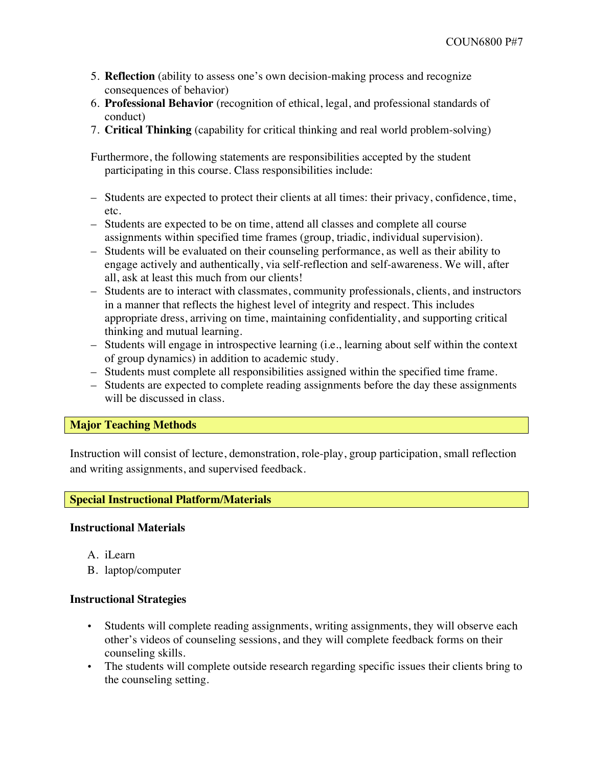5. **Reflection** (ability to assess one's own decision-making process and recognize consequences of behavior)
6. **Professional Behavior** (recognition of ethical, legal, and professional standards of conduct)
7. **Critical Thinking** (capability for critical thinking and real world problem-solving)

Furthermore, the following statements are responsibilities accepted by the student participating in this course. Class responsibilities include:

- Students are expected to protect their clients at all times: their privacy, confidence, time, etc.
- Students are expected to be on time, attend all classes and complete all course assignments within specified time frames (group, triadic, individual supervision).
- Students will be evaluated on their counseling performance, as well as their ability to engage actively and authentically, via self-reflection and self-awareness. We will, after all, ask at least this much from our clients!
- Students are to interact with classmates, community professionals, clients, and instructors in a manner that reflects the highest level of integrity and respect. This includes appropriate dress, arriving on time, maintaining confidentiality, and supporting critical thinking and mutual learning.
- Students will engage in introspective learning (i.e., learning about self within the context of group dynamics) in addition to academic study.
- Students must complete all responsibilities assigned within the specified time frame.
- Students are expected to complete reading assignments before the day these assignments will be discussed in class.

## Major Teaching Methods

Instruction will consist of lecture, demonstration, role-play, group participation, small reflection and writing assignments, and supervised feedback.

## Special Instructional Platform/Materials

### Instructional Materials

A. iLearn
B. laptop/computer

### Instructional Strategies

- Students will complete reading assignments, writing assignments, they will observe each other's videos of counseling sessions, and they will complete feedback forms on their counseling skills.
- The students will complete outside research regarding specific issues their clients bring to the counseling setting.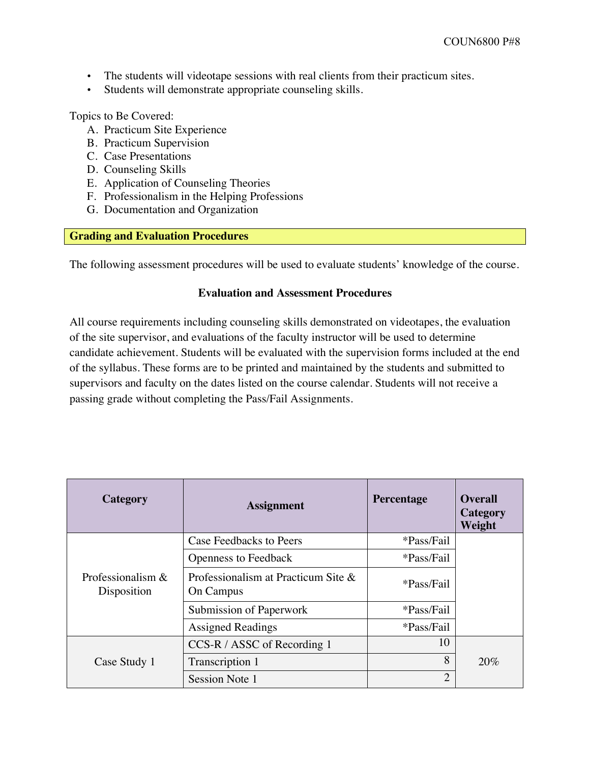- The students will videotape sessions with real clients from their practicum sites.
- Students will demonstrate appropriate counseling skills.

Topics to Be Covered:

A. Practicum Site Experience
B. Practicum Supervision
C. Case Presentations
D. Counseling Skills
E. Application of Counseling Theories
F. Professionalism in the Helping Professions
G. Documentation and Organization

## Grading and Evaluation Procedures

The following assessment procedures will be used to evaluate students' knowledge of the course.

### Evaluation and Assessment Procedures

All course requirements including counseling skills demonstrated on videotapes, the evaluation of the site supervisor, and evaluations of the faculty instructor will be used to determine candidate achievement. Students will be evaluated with the supervision forms included at the end of the syllabus. These forms are to be printed and maintained by the students and submitted to supervisors and faculty on the dates listed on the course calendar. Students will not receive a passing grade without completing the Pass/Fail Assignments.

| Category | Assignment | Percentage | Overall Category Weight |
|---|---|---|---|
| Professionalism & Disposition | Case Feedbacks to Peers | *Pass/Fail | |
| | Openness to Feedback | *Pass/Fail | |
| | Professionalism at Practicum Site & On Campus | *Pass/Fail | |
| | Submission of Paperwork | *Pass/Fail | |
| | Assigned Readings | *Pass/Fail | |
| Case Study 1 | CCS-R / ASSC of Recording 1 | 10 | 20% |
| | Transcription 1 | 8 | |
| | Session Note 1 | 2 | |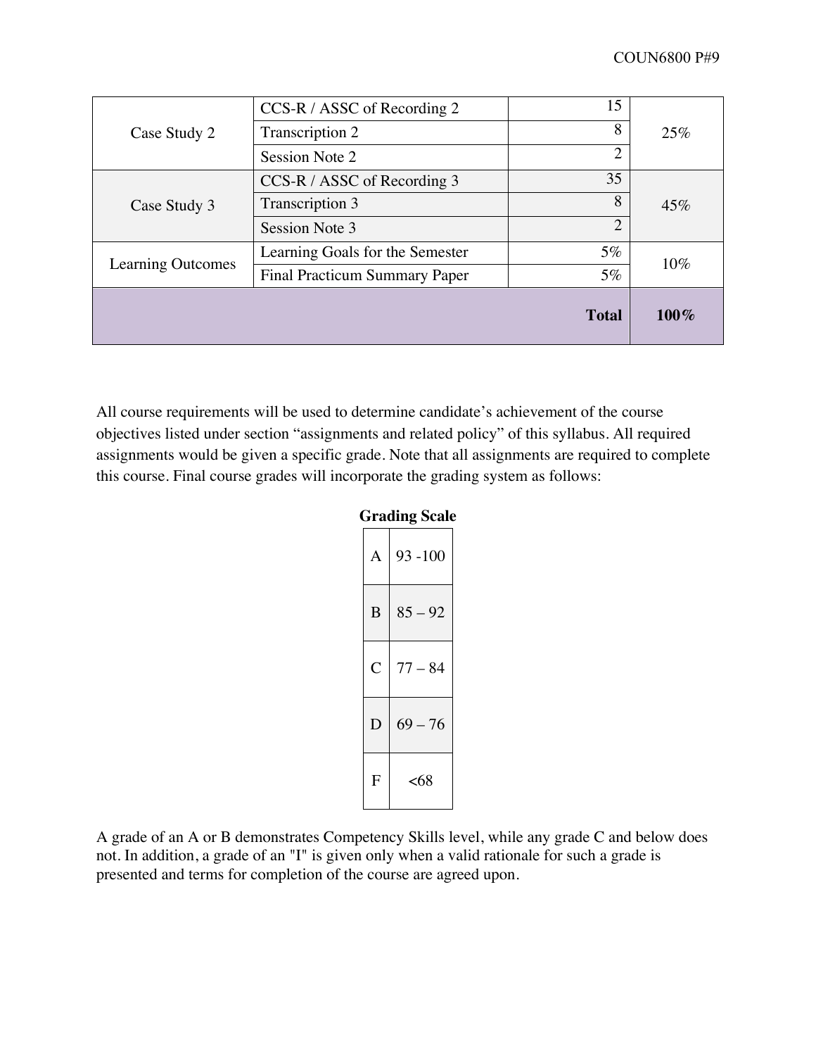| | | | |
|---|---|---|---|
| Case Study 2 | CCS-R / ASSC of Recording 2 | 15 | 25% |
| | Transcription 2 | 8 | |
| | Session Note 2 | 2 | |
| Case Study 3 | CCS-R / ASSC of Recording 3 | 35 | 45% |
| | Transcription 3 | 8 | |
| | Session Note 3 | 2 | |
| Learning Outcomes | Learning Goals for the Semester | 5% | 10% |
| | Final Practicum Summary Paper | 5% | |
| | | **Total** | **100%** |

All course requirements will be used to determine candidate's achievement of the course objectives listed under section "assignments and related policy" of this syllabus. All required assignments would be given a specific grade. Note that all assignments are required to complete this course. Final course grades will incorporate the grading system as follows:

**Grading Scale**

| | |
|---|---|
| A | 93 -100 |
| B | 85 – 92 |
| C | 77 – 84 |
| D | 69 – 76 |
| F | <68 |

A grade of an A or B demonstrates Competency Skills level, while any grade C and below does not. In addition, a grade of an "I" is given only when a valid rationale for such a grade is presented and terms for completion of the course are agreed upon.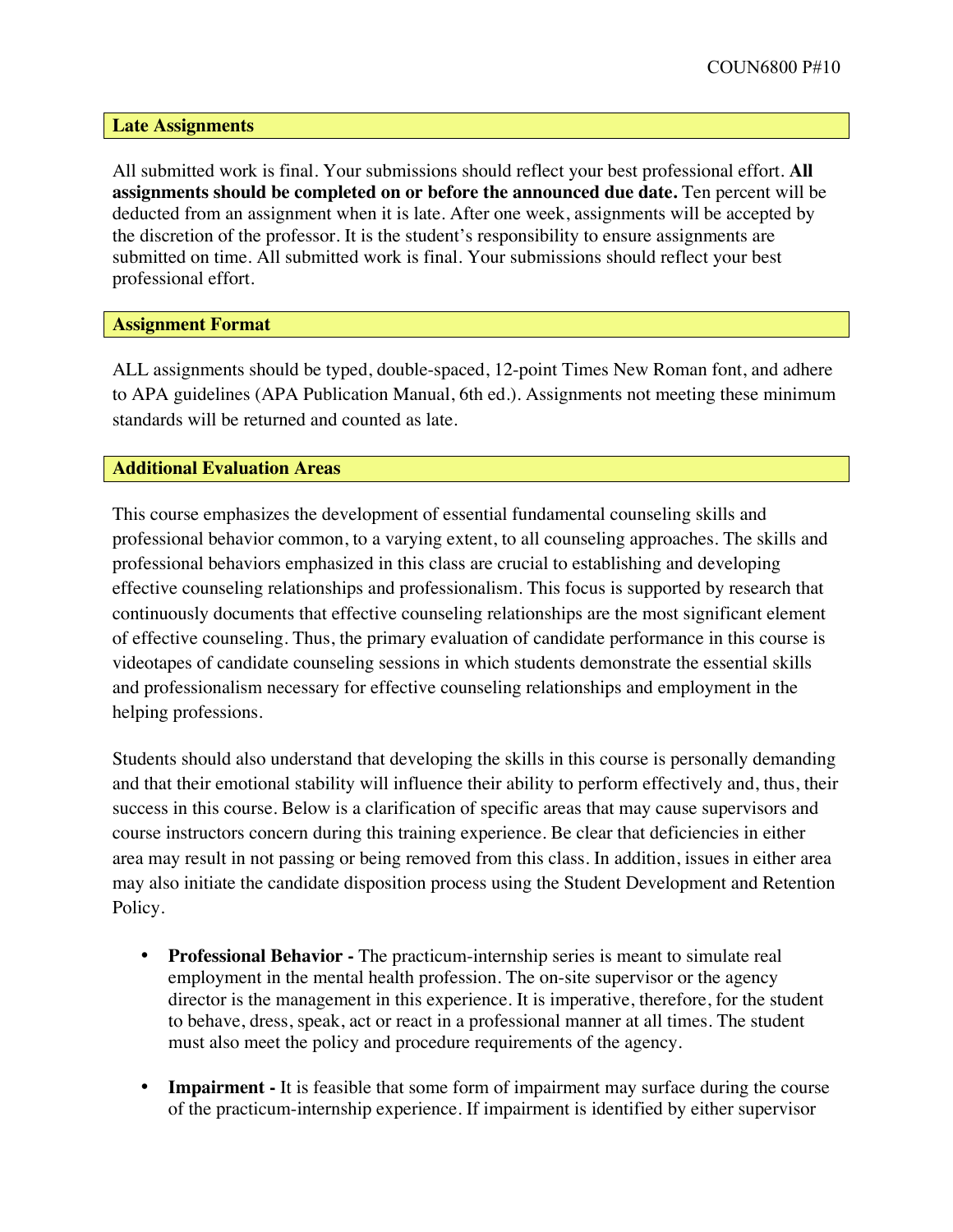## Late Assignments

All submitted work is final. Your submissions should reflect your best professional effort. **All assignments should be completed on or before the announced due date.** Ten percent will be deducted from an assignment when it is late. After one week, assignments will be accepted by the discretion of the professor. It is the student's responsibility to ensure assignments are submitted on time. All submitted work is final. Your submissions should reflect your best professional effort.

## Assignment Format

ALL assignments should be typed, double-spaced, 12-point Times New Roman font, and adhere to APA guidelines (APA Publication Manual, 6th ed.). Assignments not meeting these minimum standards will be returned and counted as late.

## Additional Evaluation Areas

This course emphasizes the development of essential fundamental counseling skills and professional behavior common, to a varying extent, to all counseling approaches. The skills and professional behaviors emphasized in this class are crucial to establishing and developing effective counseling relationships and professionalism. This focus is supported by research that continuously documents that effective counseling relationships are the most significant element of effective counseling. Thus, the primary evaluation of candidate performance in this course is videotapes of candidate counseling sessions in which students demonstrate the essential skills and professionalism necessary for effective counseling relationships and employment in the helping professions.

Students should also understand that developing the skills in this course is personally demanding and that their emotional stability will influence their ability to perform effectively and, thus, their success in this course. Below is a clarification of specific areas that may cause supervisors and course instructors concern during this training experience. Be clear that deficiencies in either area may result in not passing or being removed from this class. In addition, issues in either area may also initiate the candidate disposition process using the Student Development and Retention Policy.

- **Professional Behavior -** The practicum-internship series is meant to simulate real employment in the mental health profession. The on-site supervisor or the agency director is the management in this experience. It is imperative, therefore, for the student to behave, dress, speak, act or react in a professional manner at all times. The student must also meet the policy and procedure requirements of the agency.

- **Impairment -** It is feasible that some form of impairment may surface during the course of the practicum-internship experience. If impairment is identified by either supervisor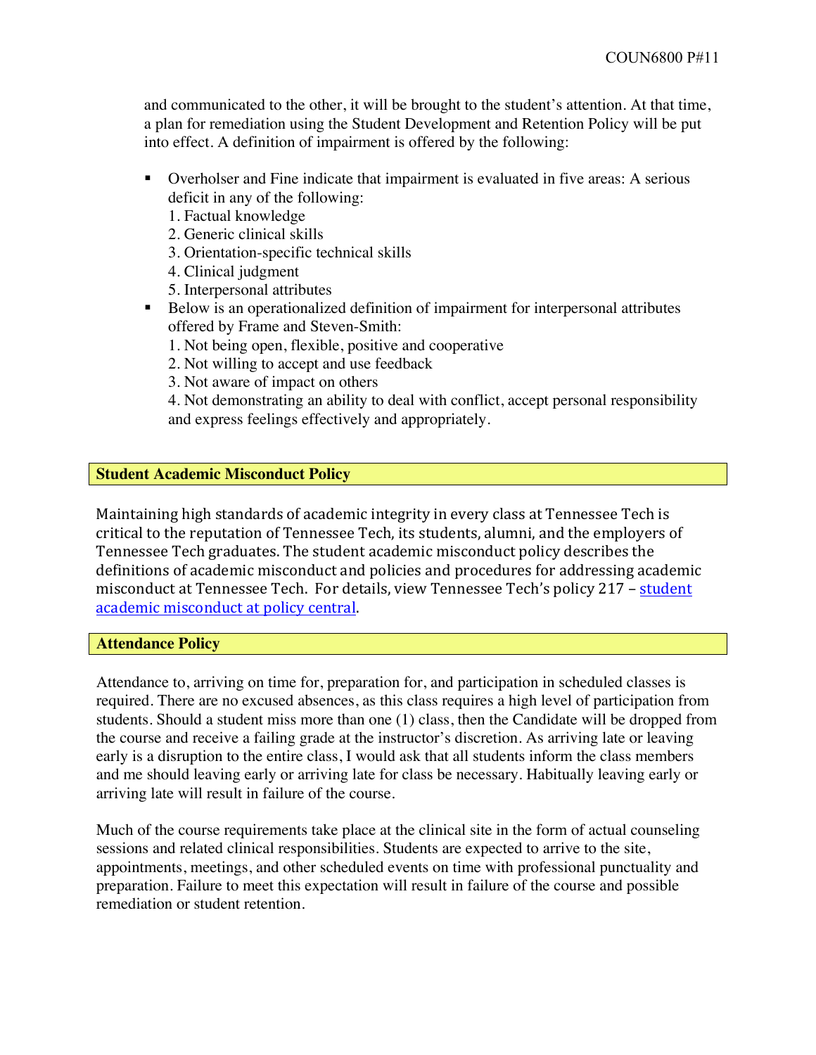and communicated to the other, it will be brought to the student's attention. At that time, a plan for remediation using the Student Development and Retention Policy will be put into effect. A definition of impairment is offered by the following:

- Overholser and Fine indicate that impairment is evaluated in five areas: A serious deficit in any of the following:
  1. Factual knowledge
  2. Generic clinical skills
  3. Orientation-specific technical skills
  4. Clinical judgment
  5. Interpersonal attributes
- Below is an operationalized definition of impairment for interpersonal attributes offered by Frame and Steven-Smith:
  1. Not being open, flexible, positive and cooperative
  2. Not willing to accept and use feedback
  3. Not aware of impact on others
  4. Not demonstrating an ability to deal with conflict, accept personal responsibility and express feelings effectively and appropriately.

## Student Academic Misconduct Policy

Maintaining high standards of academic integrity in every class at Tennessee Tech is critical to the reputation of Tennessee Tech, its students, alumni, and the employers of Tennessee Tech graduates. The student academic misconduct policy describes the definitions of academic misconduct and policies and procedures for addressing academic misconduct at Tennessee Tech. For details, view Tennessee Tech's policy 217 – student academic misconduct at policy central.

## Attendance Policy

Attendance to, arriving on time for, preparation for, and participation in scheduled classes is required. There are no excused absences, as this class requires a high level of participation from students. Should a student miss more than one (1) class, then the Candidate will be dropped from the course and receive a failing grade at the instructor's discretion. As arriving late or leaving early is a disruption to the entire class, I would ask that all students inform the class members and me should leaving early or arriving late for class be necessary. Habitually leaving early or arriving late will result in failure of the course.

Much of the course requirements take place at the clinical site in the form of actual counseling sessions and related clinical responsibilities. Students are expected to arrive to the site, appointments, meetings, and other scheduled events on time with professional punctuality and preparation. Failure to meet this expectation will result in failure of the course and possible remediation or student retention.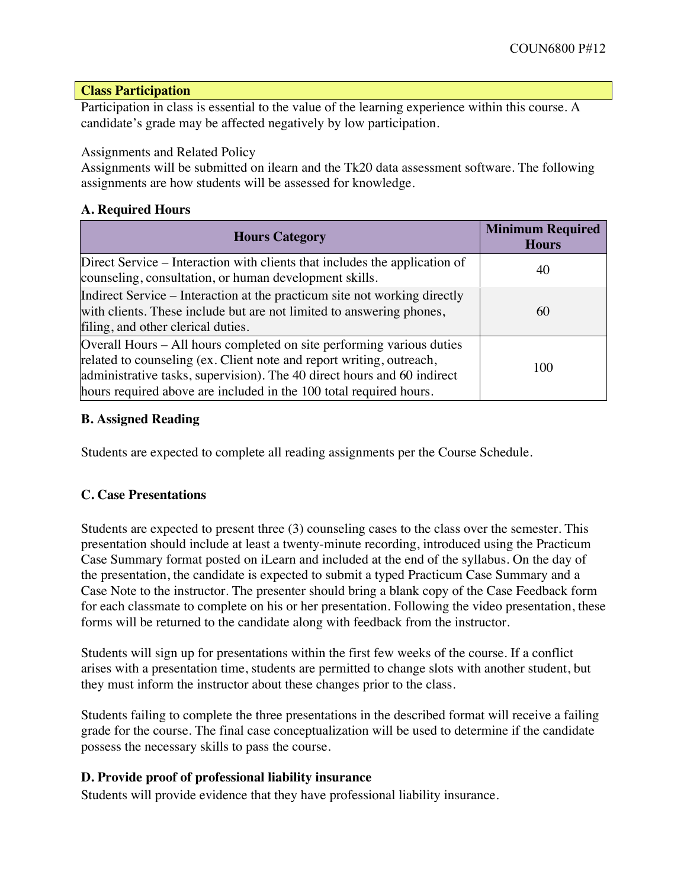**Class Participation**

Participation in class is essential to the value of the learning experience within this course. A candidate's grade may be affected negatively by low participation.

Assignments and Related Policy

Assignments will be submitted on ilearn and the Tk20 data assessment software. The following assignments are how students will be assessed for knowledge.

**A. Required Hours**

| Hours Category | Minimum Required Hours |
|---|---|
| Direct Service – Interaction with clients that includes the application of counseling, consultation, or human development skills. | 40 |
| Indirect Service – Interaction at the practicum site not working directly with clients. These include but are not limited to answering phones, filing, and other clerical duties. | 60 |
| Overall Hours – All hours completed on site performing various duties related to counseling (ex. Client note and report writing, outreach, administrative tasks, supervision). The 40 direct hours and 60 indirect hours required above are included in the 100 total required hours. | 100 |

**B. Assigned Reading**

Students are expected to complete all reading assignments per the Course Schedule.

**C. Case Presentations**

Students are expected to present three (3) counseling cases to the class over the semester. This presentation should include at least a twenty-minute recording, introduced using the Practicum Case Summary format posted on iLearn and included at the end of the syllabus. On the day of the presentation, the candidate is expected to submit a typed Practicum Case Summary and a Case Note to the instructor. The presenter should bring a blank copy of the Case Feedback form for each classmate to complete on his or her presentation. Following the video presentation, these forms will be returned to the candidate along with feedback from the instructor.

Students will sign up for presentations within the first few weeks of the course. If a conflict arises with a presentation time, students are permitted to change slots with another student, but they must inform the instructor about these changes prior to the class.

Students failing to complete the three presentations in the described format will receive a failing grade for the course. The final case conceptualization will be used to determine if the candidate possess the necessary skills to pass the course.

**D. Provide proof of professional liability insurance**

Students will provide evidence that they have professional liability insurance.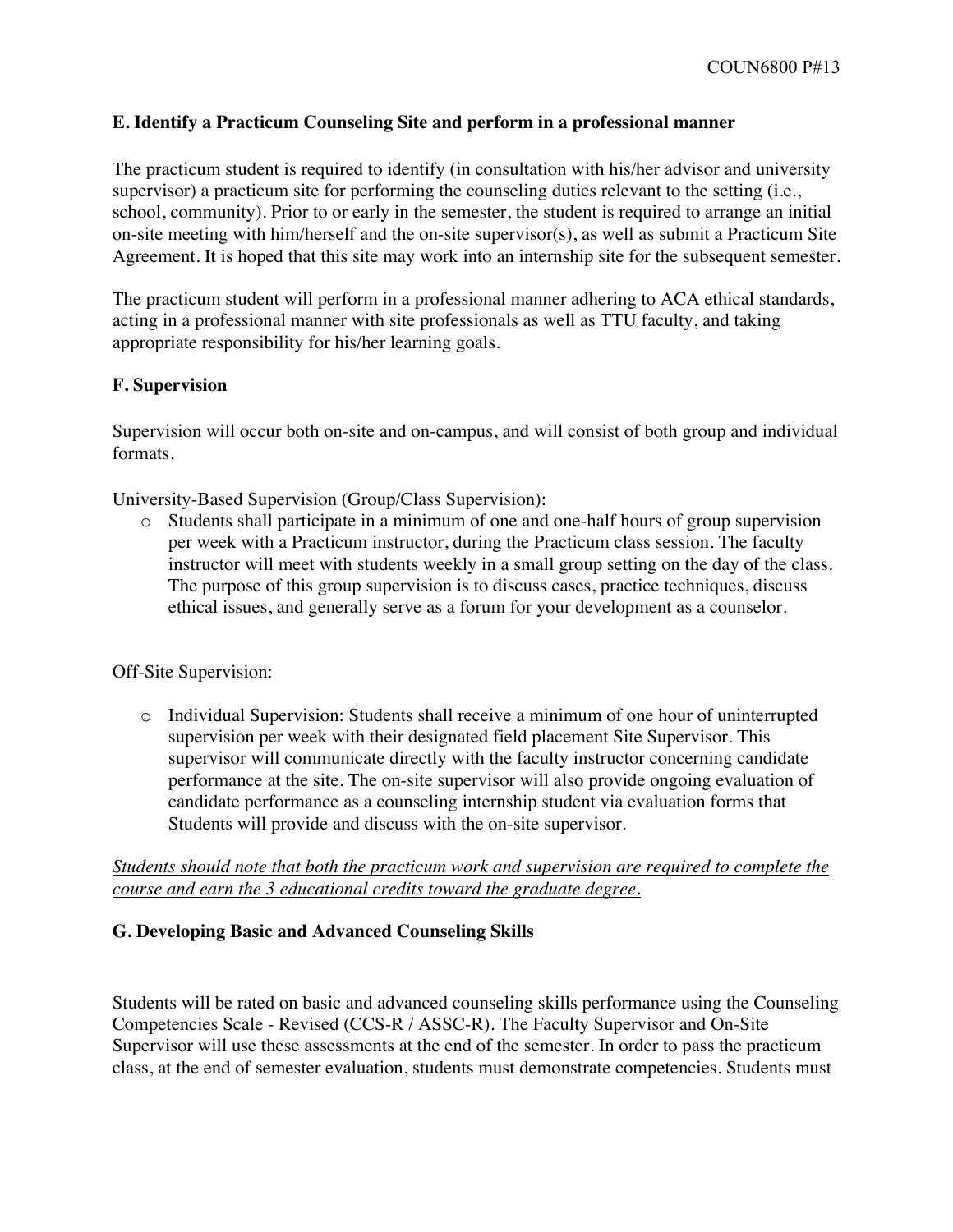### E. Identify a Practicum Counseling Site and perform in a professional manner

The practicum student is required to identify (in consultation with his/her advisor and university supervisor) a practicum site for performing the counseling duties relevant to the setting (i.e., school, community). Prior to or early in the semester, the student is required to arrange an initial on-site meeting with him/herself and the on-site supervisor(s), as well as submit a Practicum Site Agreement. It is hoped that this site may work into an internship site for the subsequent semester.

The practicum student will perform in a professional manner adhering to ACA ethical standards, acting in a professional manner with site professionals as well as TTU faculty, and taking appropriate responsibility for his/her learning goals.

### F. Supervision

Supervision will occur both on-site and on-campus, and will consist of both group and individual formats.

University-Based Supervision (Group/Class Supervision):

- Students shall participate in a minimum of one and one-half hours of group supervision per week with a Practicum instructor, during the Practicum class session. The faculty instructor will meet with students weekly in a small group setting on the day of the class. The purpose of this group supervision is to discuss cases, practice techniques, discuss ethical issues, and generally serve as a forum for your development as a counselor.

Off-Site Supervision:

- Individual Supervision: Students shall receive a minimum of one hour of uninterrupted supervision per week with their designated field placement Site Supervisor. This supervisor will communicate directly with the faculty instructor concerning candidate performance at the site. The on-site supervisor will also provide ongoing evaluation of candidate performance as a counseling internship student via evaluation forms that Students will provide and discuss with the on-site supervisor.

<u>*Students should note that both the practicum work and supervision are required to complete the course and earn the 3 educational credits toward the graduate degree.*</u>

### G. Developing Basic and Advanced Counseling Skills

Students will be rated on basic and advanced counseling skills performance using the Counseling Competencies Scale - Revised (CCS-R / ASSC-R). The Faculty Supervisor and On-Site Supervisor will use these assessments at the end of the semester. In order to pass the practicum class, at the end of semester evaluation, students must demonstrate competencies. Students must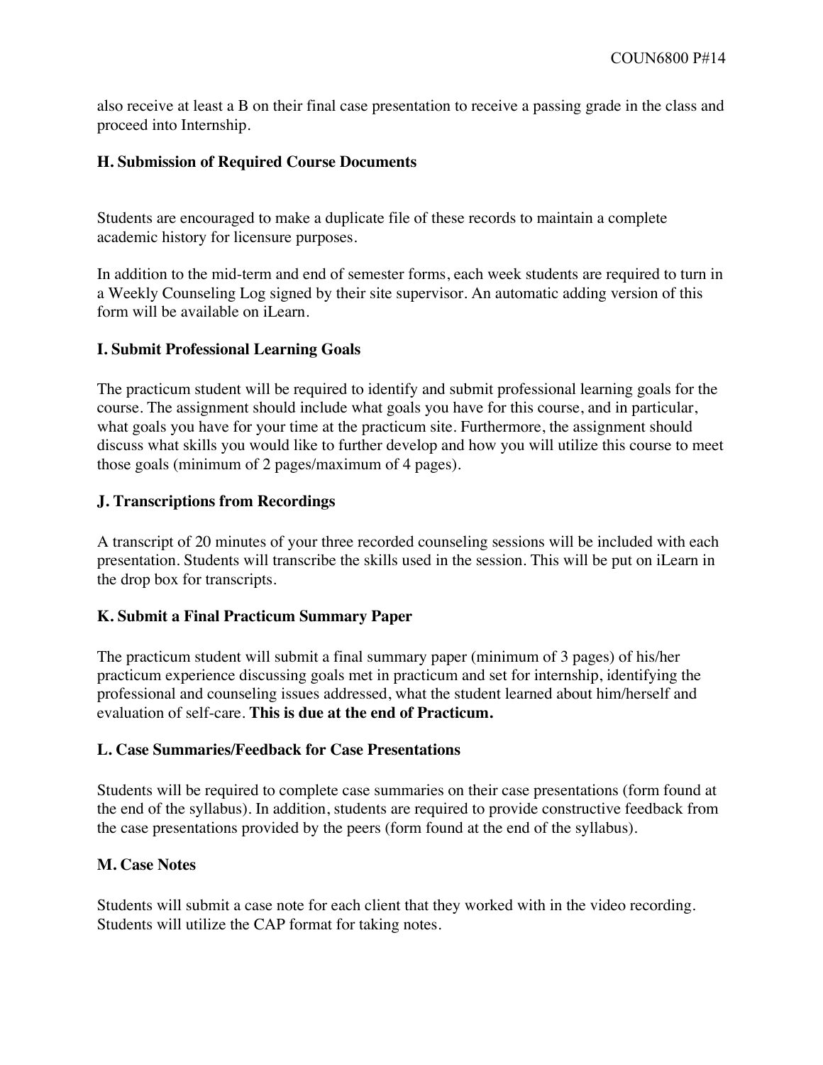also receive at least a B on their final case presentation to receive a passing grade in the class and proceed into Internship.

### H. Submission of Required Course Documents

Students are encouraged to make a duplicate file of these records to maintain a complete academic history for licensure purposes.

In addition to the mid-term and end of semester forms, each week students are required to turn in a Weekly Counseling Log signed by their site supervisor. An automatic adding version of this form will be available on iLearn.

### I. Submit Professional Learning Goals

The practicum student will be required to identify and submit professional learning goals for the course. The assignment should include what goals you have for this course, and in particular, what goals you have for your time at the practicum site. Furthermore, the assignment should discuss what skills you would like to further develop and how you will utilize this course to meet those goals (minimum of 2 pages/maximum of 4 pages).

### J. Transcriptions from Recordings

A transcript of 20 minutes of your three recorded counseling sessions will be included with each presentation. Students will transcribe the skills used in the session. This will be put on iLearn in the drop box for transcripts.

### K. Submit a Final Practicum Summary Paper

The practicum student will submit a final summary paper (minimum of 3 pages) of his/her practicum experience discussing goals met in practicum and set for internship, identifying the professional and counseling issues addressed, what the student learned about him/herself and evaluation of self-care. **This is due at the end of Practicum.**

### L. Case Summaries/Feedback for Case Presentations

Students will be required to complete case summaries on their case presentations (form found at the end of the syllabus). In addition, students are required to provide constructive feedback from the case presentations provided by the peers (form found at the end of the syllabus).

### M. Case Notes

Students will submit a case note for each client that they worked with in the video recording. Students will utilize the CAP format for taking notes.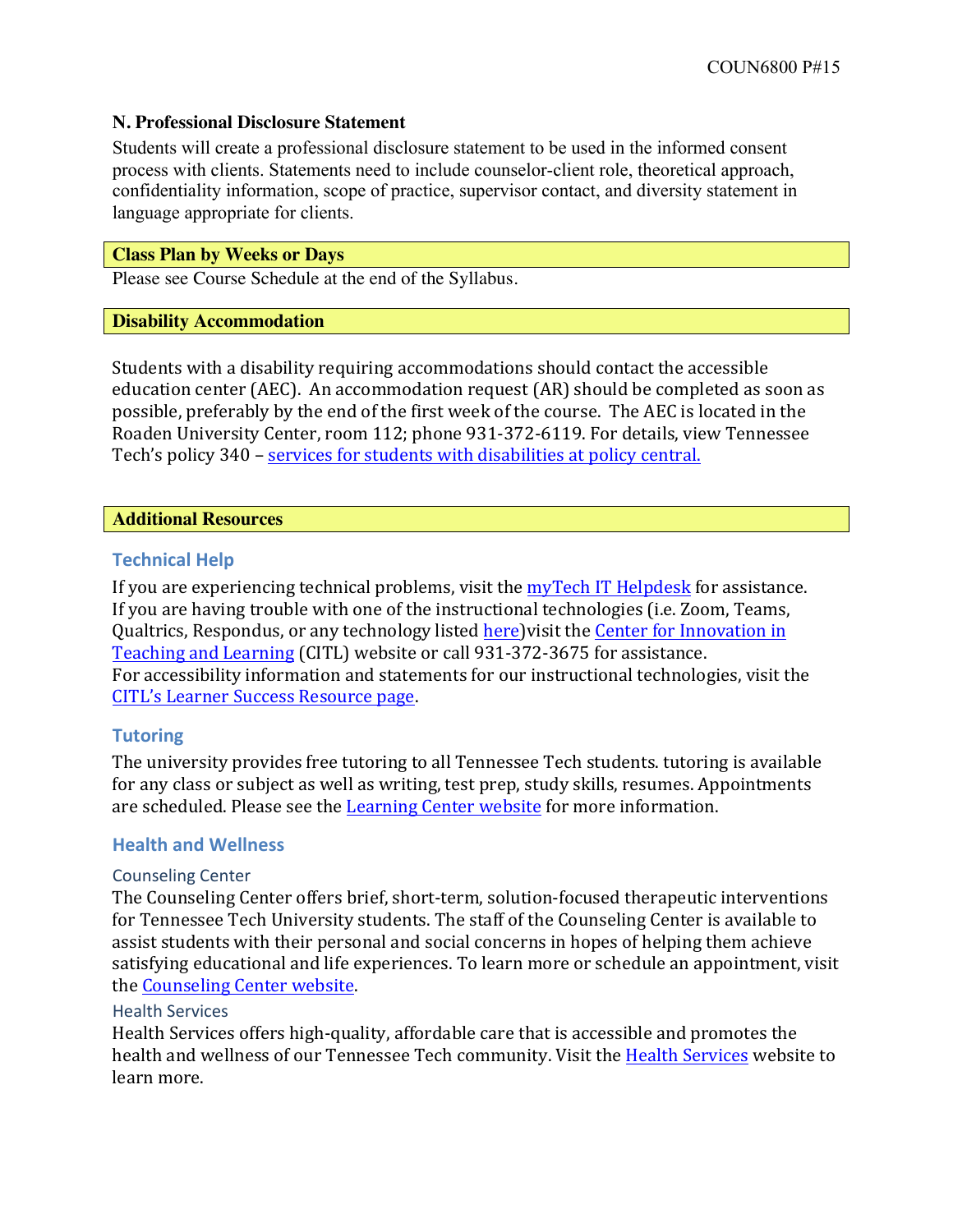**N. Professional Disclosure Statement**

Students will create a professional disclosure statement to be used in the informed consent process with clients. Statements need to include counselor-client role, theoretical approach, confidentiality information, scope of practice, supervisor contact, and diversity statement in language appropriate for clients.

## Class Plan by Weeks or Days

Please see Course Schedule at the end of the Syllabus.

## Disability Accommodation

Students with a disability requiring accommodations should contact the accessible education center (AEC). An accommodation request (AR) should be completed as soon as possible, preferably by the end of the first week of the course. The AEC is located in the Roaden University Center, room 112; phone 931-372-6119. For details, view Tennessee Tech's policy 340 – services for students with disabilities at policy central.

## Additional Resources

### Technical Help

If you are experiencing technical problems, visit the myTech IT Helpdesk for assistance. If you are having trouble with one of the instructional technologies (i.e. Zoom, Teams, Qualtrics, Respondus, or any technology listed here)visit the Center for Innovation in Teaching and Learning (CITL) website or call 931-372-3675 for assistance. For accessibility information and statements for our instructional technologies, visit the CITL's Learner Success Resource page.

### Tutoring

The university provides free tutoring to all Tennessee Tech students. tutoring is available for any class or subject as well as writing, test prep, study skills, resumes. Appointments are scheduled. Please see the Learning Center website for more information.

### Health and Wellness

#### Counseling Center

The Counseling Center offers brief, short-term, solution-focused therapeutic interventions for Tennessee Tech University students. The staff of the Counseling Center is available to assist students with their personal and social concerns in hopes of helping them achieve satisfying educational and life experiences. To learn more or schedule an appointment, visit the Counseling Center website.

#### Health Services

Health Services offers high-quality, affordable care that is accessible and promotes the health and wellness of our Tennessee Tech community. Visit the Health Services website to learn more.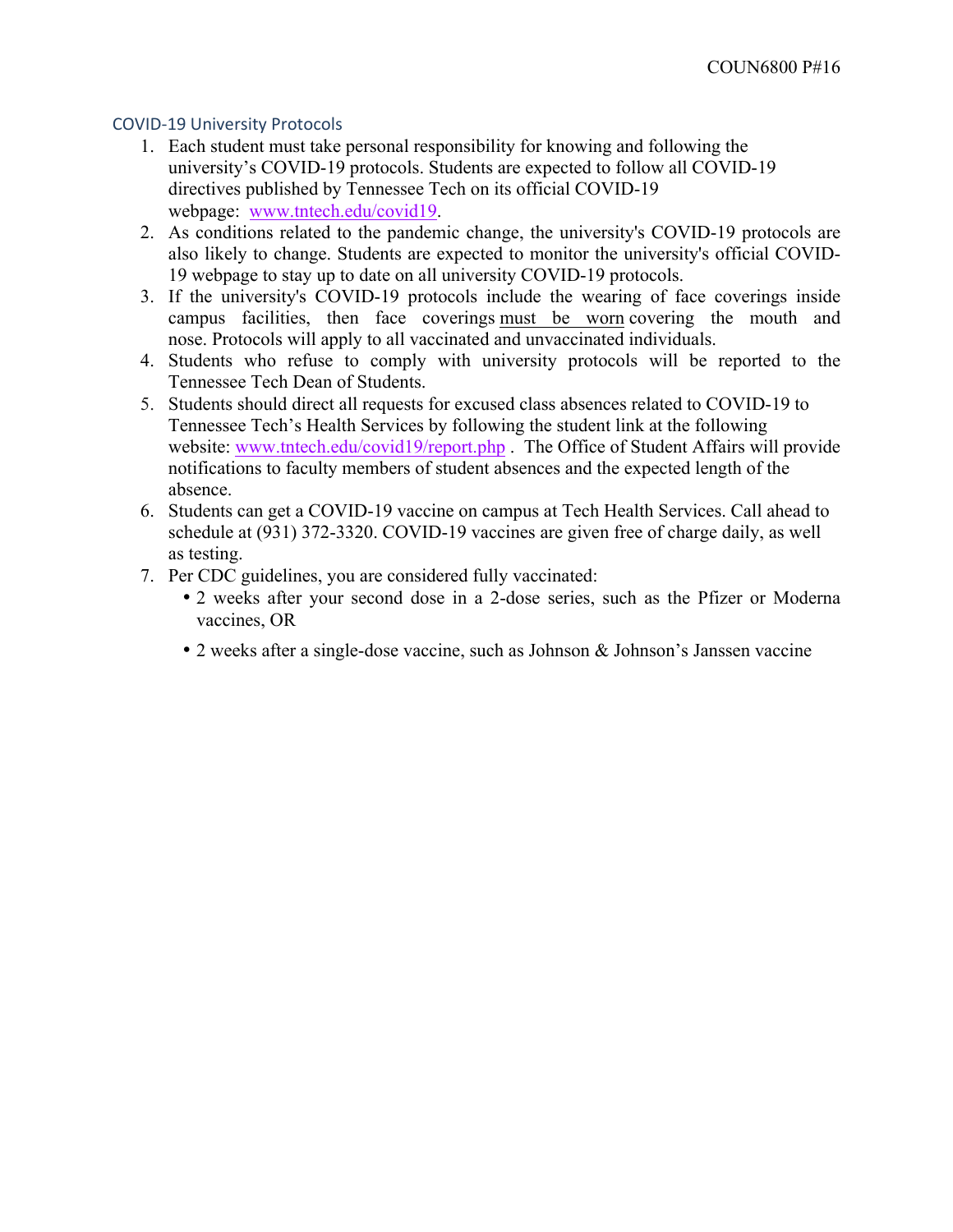## COVID-19 University Protocols

1. Each student must take personal responsibility for knowing and following the university's COVID-19 protocols. Students are expected to follow all COVID-19 directives published by Tennessee Tech on its official COVID-19 webpage: www.tntech.edu/covid19.
2. As conditions related to the pandemic change, the university's COVID-19 protocols are also likely to change. Students are expected to monitor the university's official COVID-19 webpage to stay up to date on all university COVID-19 protocols.
3. If the university's COVID-19 protocols include the wearing of face coverings inside campus facilities, then face coverings must be worn covering the mouth and nose. Protocols will apply to all vaccinated and unvaccinated individuals.
4. Students who refuse to comply with university protocols will be reported to the Tennessee Tech Dean of Students.
5. Students should direct all requests for excused class absences related to COVID-19 to Tennessee Tech's Health Services by following the student link at the following website: www.tntech.edu/covid19/report.php . The Office of Student Affairs will provide notifications to faculty members of student absences and the expected length of the absence.
6. Students can get a COVID-19 vaccine on campus at Tech Health Services. Call ahead to schedule at (931) 372-3320. COVID-19 vaccines are given free of charge daily, as well as testing.
7. Per CDC guidelines, you are considered fully vaccinated:
   - 2 weeks after your second dose in a 2-dose series, such as the Pfizer or Moderna vaccines, OR
   - 2 weeks after a single-dose vaccine, such as Johnson & Johnson's Janssen vaccine